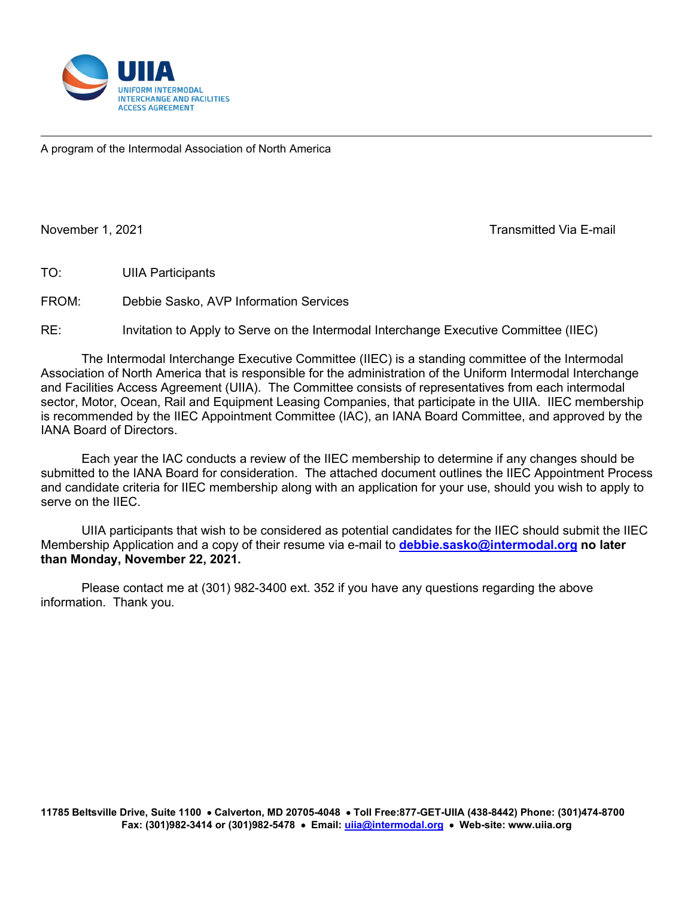**UIIA**
UNIFORM INTERMODAL INTERCHANGE AND FACILITIES ACCESS AGREEMENT

A program of the Intermodal Association of North America

November 1, 2021 Transmitted Via E-mail

TO: UIIA Participants

FROM: Debbie Sasko, AVP Information Services

RE: Invitation to Apply to Serve on the Intermodal Interchange Executive Committee (IIEC)

The Intermodal Interchange Executive Committee (IIEC) is a standing committee of the Intermodal Association of North America that is responsible for the administration of the Uniform Intermodal Interchange and Facilities Access Agreement (UIIA). The Committee consists of representatives from each intermodal sector, Motor, Ocean, Rail and Equipment Leasing Companies, that participate in the UIIA. IIEC membership is recommended by the IIEC Appointment Committee (IAC), an IANA Board Committee, and approved by the IANA Board of Directors.

Each year the IAC conducts a review of the IIEC membership to determine if any changes should be submitted to the IANA Board for consideration. The attached document outlines the IIEC Appointment Process and candidate criteria for IIEC membership along with an application for your use, should you wish to apply to serve on the IIEC.

UIIA participants that wish to be considered as potential candidates for the IIEC should submit the IIEC Membership Application and a copy of their resume via e-mail to **debbie.sasko@intermodal.org** **no later than Monday, November 22, 2021.**

Please contact me at (301) 982-3400 ext. 352 if you have any questions regarding the above information. Thank you.

**11785 Beltsville Drive, Suite 1100 • Calverton, MD 20705-4048 • Toll Free:877-GET-UIIA (438-8442) Phone: (301)474-8700**
**Fax: (301)982-3414 or (301)982-5478 • Email: uiia@intermodal.org • Web-site: www.uiia.org**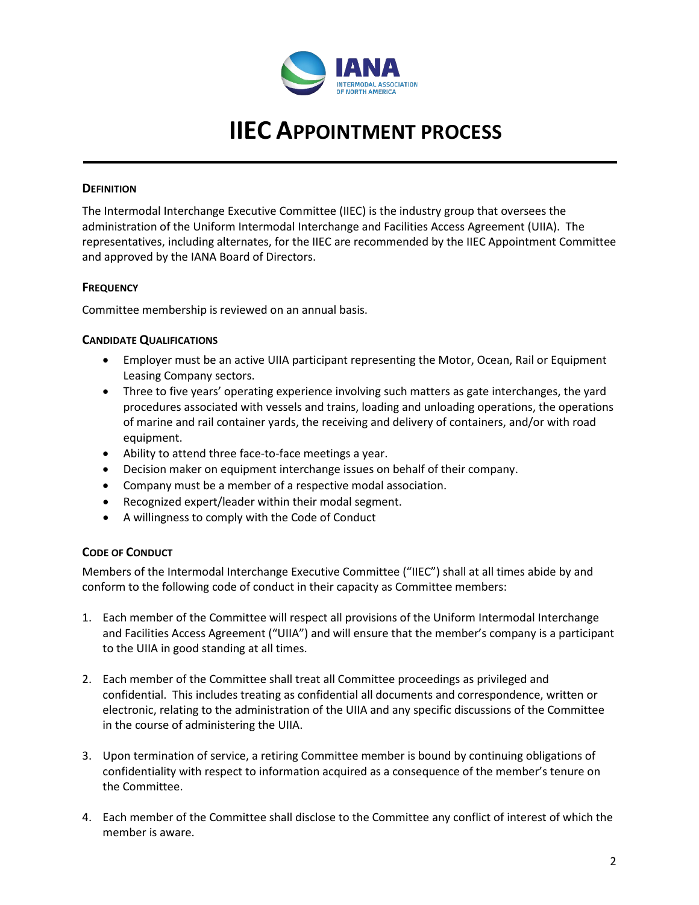# IIEC APPOINTMENT PROCESS

### DEFINITION

The Intermodal Interchange Executive Committee (IIEC) is the industry group that oversees the administration of the Uniform Intermodal Interchange and Facilities Access Agreement (UIIA). The representatives, including alternates, for the IIEC are recommended by the IIEC Appointment Committee and approved by the IANA Board of Directors.

### FREQUENCY

Committee membership is reviewed on an annual basis.

### CANDIDATE QUALIFICATIONS

- Employer must be an active UIIA participant representing the Motor, Ocean, Rail or Equipment Leasing Company sectors.
- Three to five years' operating experience involving such matters as gate interchanges, the yard procedures associated with vessels and trains, loading and unloading operations, the operations of marine and rail container yards, the receiving and delivery of containers, and/or with road equipment.
- Ability to attend three face-to-face meetings a year.
- Decision maker on equipment interchange issues on behalf of their company.
- Company must be a member of a respective modal association.
- Recognized expert/leader within their modal segment.
- A willingness to comply with the Code of Conduct

### CODE OF CONDUCT

Members of the Intermodal Interchange Executive Committee ("IIEC") shall at all times abide by and conform to the following code of conduct in their capacity as Committee members:

1. Each member of the Committee will respect all provisions of the Uniform Intermodal Interchange and Facilities Access Agreement ("UIIA") and will ensure that the member's company is a participant to the UIIA in good standing at all times.

2. Each member of the Committee shall treat all Committee proceedings as privileged and confidential. This includes treating as confidential all documents and correspondence, written or electronic, relating to the administration of the UIIA and any specific discussions of the Committee in the course of administering the UIIA.

3. Upon termination of service, a retiring Committee member is bound by continuing obligations of confidentiality with respect to information acquired as a consequence of the member's tenure on the Committee.

4. Each member of the Committee shall disclose to the Committee any conflict of interest of which the member is aware.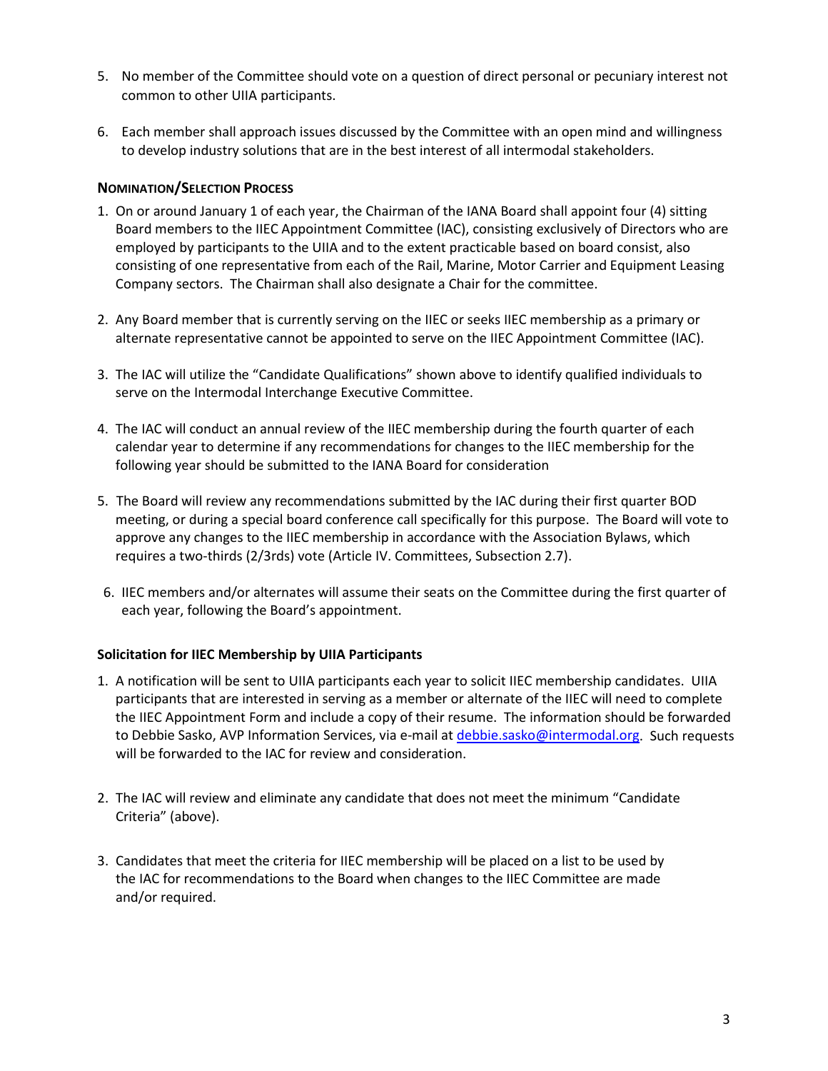5. No member of the Committee should vote on a question of direct personal or pecuniary interest not common to other UIIA participants.

6. Each member shall approach issues discussed by the Committee with an open mind and willingness to develop industry solutions that are in the best interest of all intermodal stakeholders.

### Nomination/Selection Process

1. On or around January 1 of each year, the Chairman of the IANA Board shall appoint four (4) sitting Board members to the IIEC Appointment Committee (IAC), consisting exclusively of Directors who are employed by participants to the UIIA and to the extent practicable based on board consist, also consisting of one representative from each of the Rail, Marine, Motor Carrier and Equipment Leasing Company sectors. The Chairman shall also designate a Chair for the committee.

2. Any Board member that is currently serving on the IIEC or seeks IIEC membership as a primary or alternate representative cannot be appointed to serve on the IIEC Appointment Committee (IAC).

3. The IAC will utilize the "Candidate Qualifications" shown above to identify qualified individuals to serve on the Intermodal Interchange Executive Committee.

4. The IAC will conduct an annual review of the IIEC membership during the fourth quarter of each calendar year to determine if any recommendations for changes to the IIEC membership for the following year should be submitted to the IANA Board for consideration

5. The Board will review any recommendations submitted by the IAC during their first quarter BOD meeting, or during a special board conference call specifically for this purpose. The Board will vote to approve any changes to the IIEC membership in accordance with the Association Bylaws, which requires a two-thirds (2/3rds) vote (Article IV. Committees, Subsection 2.7).

6. IIEC members and/or alternates will assume their seats on the Committee during the first quarter of each year, following the Board's appointment.

### Solicitation for IIEC Membership by UIIA Participants

1. A notification will be sent to UIIA participants each year to solicit IIEC membership candidates. UIIA participants that are interested in serving as a member or alternate of the IIEC will need to complete the IIEC Appointment Form and include a copy of their resume. The information should be forwarded to Debbie Sasko, AVP Information Services, via e-mail at debbie.sasko@intermodal.org. Such requests will be forwarded to the IAC for review and consideration.

2. The IAC will review and eliminate any candidate that does not meet the minimum "Candidate Criteria" (above).

3. Candidates that meet the criteria for IIEC membership will be placed on a list to be used by the IAC for recommendations to the Board when changes to the IIEC Committee are made and/or required.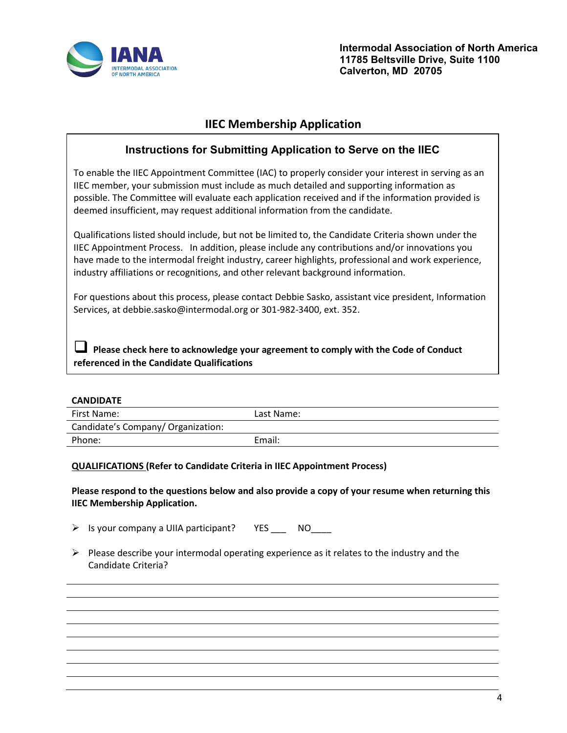Intermodal Association of North America
11785 Beltsville Drive, Suite 1100
Calverton, MD 20705

# IIEC Membership Application

## Instructions for Submitting Application to Serve on the IIEC

To enable the IIEC Appointment Committee (IAC) to properly consider your interest in serving as an IIEC member, your submission must include as much detailed and supporting information as possible. The Committee will evaluate each application received and if the information provided is deemed insufficient, may request additional information from the candidate.

Qualifications listed should include, but not be limited to, the Candidate Criteria shown under the IIEC Appointment Process. In addition, please include any contributions and/or innovations you have made to the intermodal freight industry, career highlights, professional and work experience, industry affiliations or recognitions, and other relevant background information.

For questions about this process, please contact Debbie Sasko, assistant vice president, Information Services, at debbie.sasko@intermodal.org or 301-982-3400, ext. 352.

☐ **Please check here to acknowledge your agreement to comply with the Code of Conduct referenced in the Candidate Qualifications**

**CANDIDATE**

| First Name: | Last Name: |
|---|---|
| Candidate's Company/ Organization: | |
| Phone: | Email: |

**QUALIFICATIONS (Refer to Candidate Criteria in IIEC Appointment Process)**

**Please respond to the questions below and also provide a copy of your resume when returning this IIEC Membership Application.**

- Is your company a UIIA participant? YES ___ NO____
- Please describe your intermodal operating experience as it relates to the industry and the Candidate Criteria?

________________________________________________________________________________

________________________________________________________________________________

________________________________________________________________________________

________________________________________________________________________________

________________________________________________________________________________

________________________________________________________________________________

________________________________________________________________________________

________________________________________________________________________________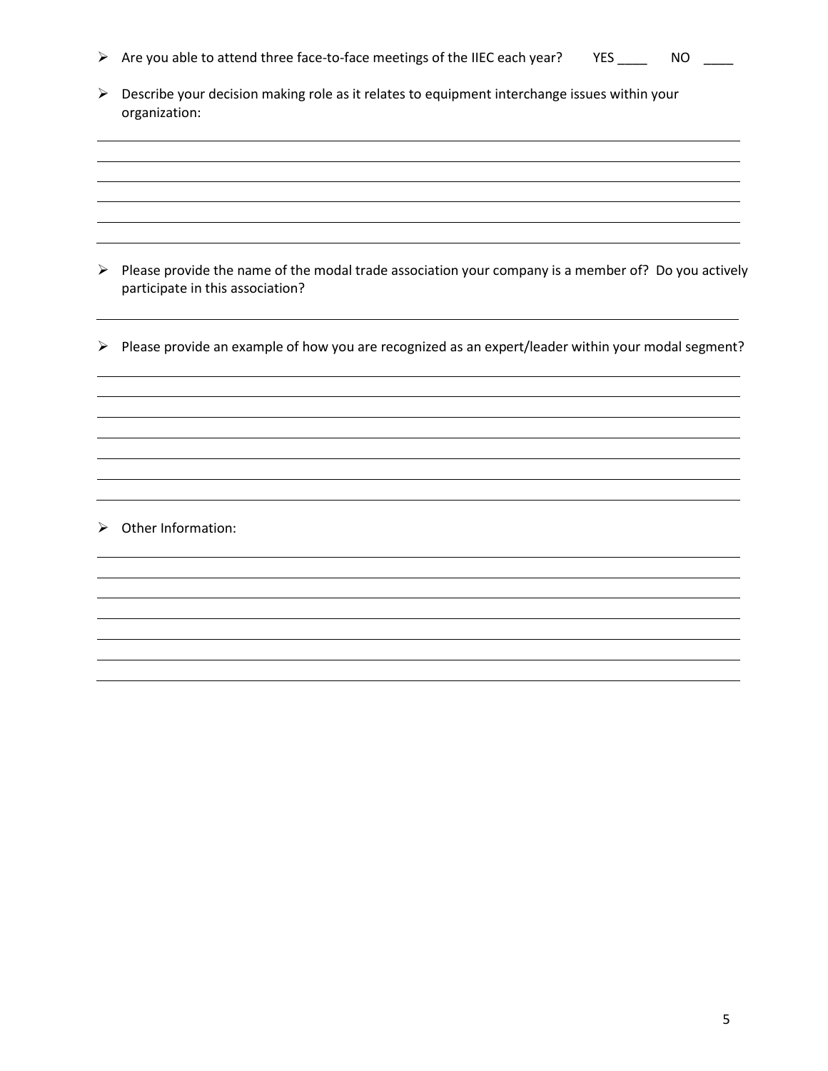- Are you able to attend three face-to-face meetings of the IIEC each year? YES ____ NO ____

- Describe your decision making role as it relates to equipment interchange issues within your organization:

______________________________________________________________________________

______________________________________________________________________________

______________________________________________________________________________

______________________________________________________________________________

______________________________________________________________________________

- Please provide the name of the modal trade association your company is a member of? Do you actively participate in this association?

______________________________________________________________________________

- Please provide an example of how you are recognized as an expert/leader within your modal segment?

______________________________________________________________________________

______________________________________________________________________________

______________________________________________________________________________

______________________________________________________________________________

______________________________________________________________________________

______________________________________________________________________________

- Other Information:

______________________________________________________________________________

______________________________________________________________________________

______________________________________________________________________________

______________________________________________________________________________

______________________________________________________________________________

______________________________________________________________________________